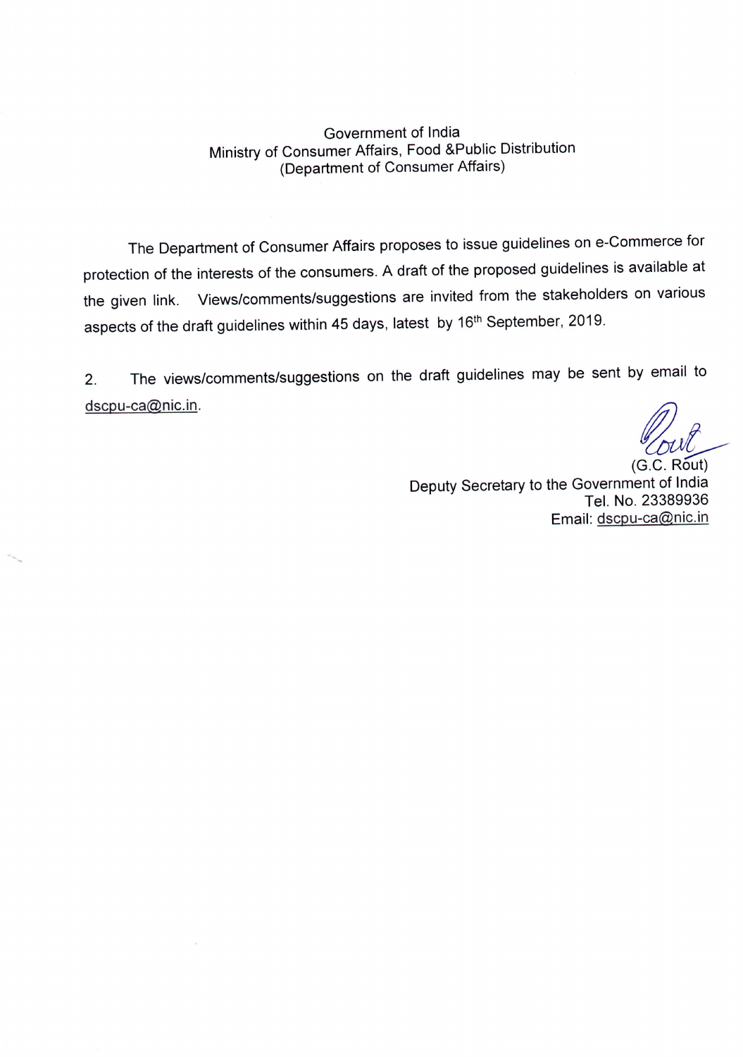Government of India
Ministry of Consumer Affairs, Food &Public Distribution
(Department of Consumer Affairs)

The Department of Consumer Affairs proposes to issue guidelines on e-Commerce for protection of the interests of the consumers. A draft of the proposed guidelines is available at the given link. Views/comments/suggestions are invited from the stakeholders on various aspects of the draft guidelines within 45 days, latest by 16th September, 2019.

2. The views/comments/suggestions on the draft guidelines may be sent by email to dscpu-ca@nic.in.

(G.C. Rout)
Deputy Secretary to the Government of India
Tel. No. 23389936
Email: dscpu-ca@nic.in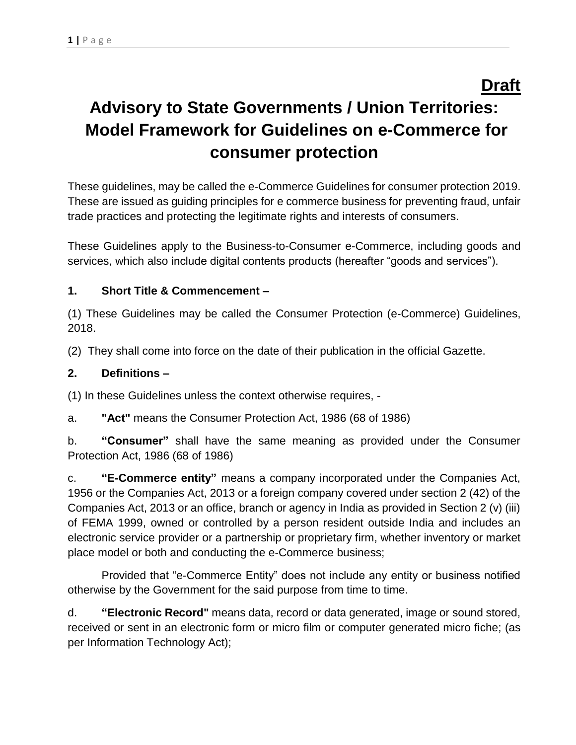**Draft**

# Advisory to State Governments / Union Territories: Model Framework for Guidelines on e-Commerce for consumer protection

These guidelines, may be called the e-Commerce Guidelines for consumer protection 2019. These are issued as guiding principles for e commerce business for preventing fraud, unfair trade practices and protecting the legitimate rights and interests of consumers.

These Guidelines apply to the Business-to-Consumer e-Commerce, including goods and services, which also include digital contents products (hereafter "goods and services").

**1. Short Title & Commencement –**

(1) These Guidelines may be called the Consumer Protection (e-Commerce) Guidelines, 2018.

(2) They shall come into force on the date of their publication in the official Gazette.

**2. Definitions –**

(1) In these Guidelines unless the context otherwise requires, -

a. **"Act"** means the Consumer Protection Act, 1986 (68 of 1986)

b. **"Consumer"** shall have the same meaning as provided under the Consumer Protection Act, 1986 (68 of 1986)

c. **"E-Commerce entity"** means a company incorporated under the Companies Act, 1956 or the Companies Act, 2013 or a foreign company covered under section 2 (42) of the Companies Act, 2013 or an office, branch or agency in India as provided in Section 2 (v) (iii) of FEMA 1999, owned or controlled by a person resident outside India and includes an electronic service provider or a partnership or proprietary firm, whether inventory or market place model or both and conducting the e-Commerce business;

Provided that "e-Commerce Entity" does not include any entity or business notified otherwise by the Government for the said purpose from time to time.

d. **"Electronic Record"** means data, record or data generated, image or sound stored, received or sent in an electronic form or micro film or computer generated micro fiche; (as per Information Technology Act);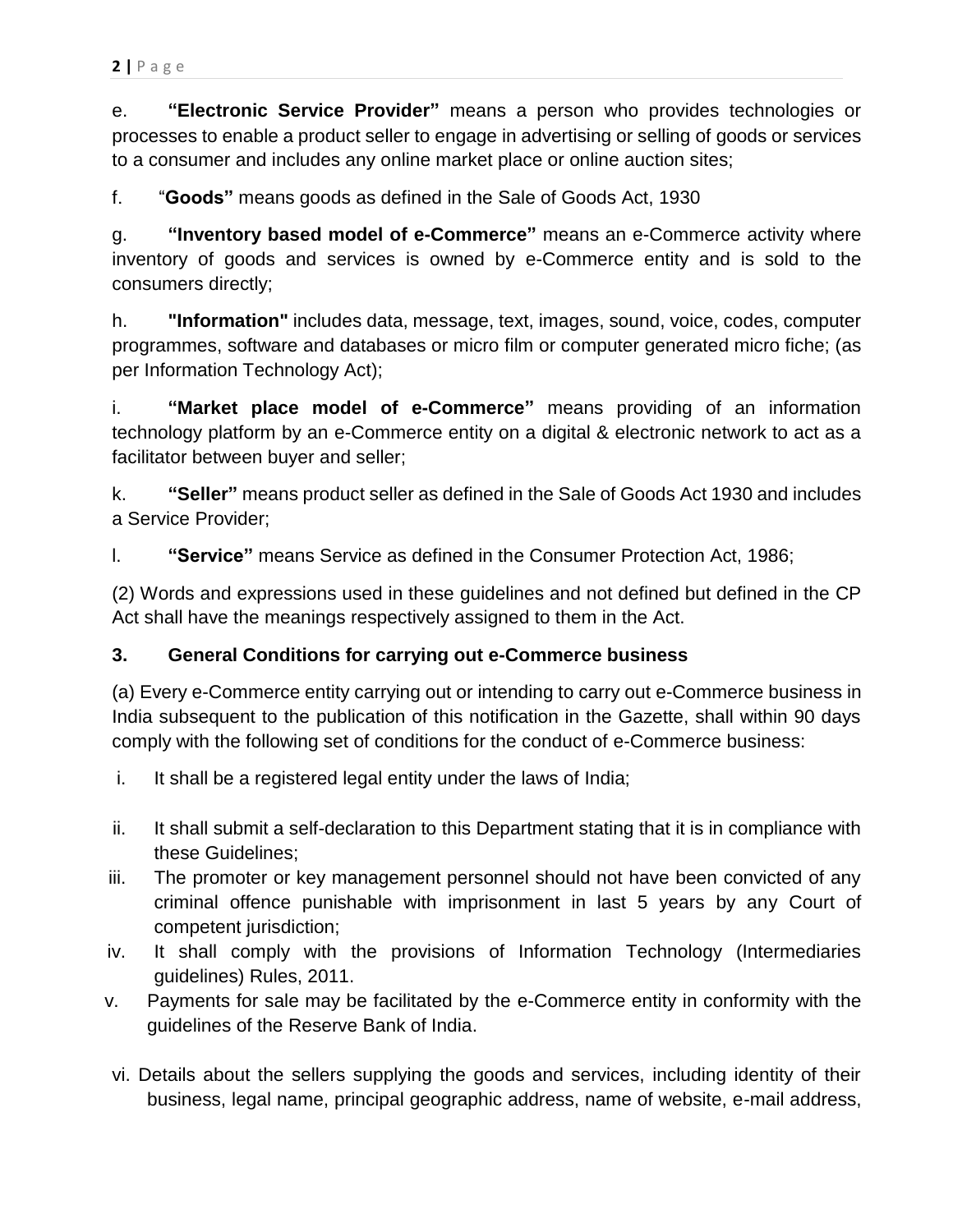e. **"Electronic Service Provider"** means a person who provides technologies or processes to enable a product seller to engage in advertising or selling of goods or services to a consumer and includes any online market place or online auction sites;

f. "**Goods"** means goods as defined in the Sale of Goods Act, 1930

g. **"Inventory based model of e-Commerce"** means an e-Commerce activity where inventory of goods and services is owned by e-Commerce entity and is sold to the consumers directly;

h. **"Information"** includes data, message, text, images, sound, voice, codes, computer programmes, software and databases or micro film or computer generated micro fiche; (as per Information Technology Act);

i. **"Market place model of e-Commerce"** means providing of an information technology platform by an e-Commerce entity on a digital & electronic network to act as a facilitator between buyer and seller;

k. **"Seller"** means product seller as defined in the Sale of Goods Act 1930 and includes a Service Provider;

l. **"Service"** means Service as defined in the Consumer Protection Act, 1986;

(2) Words and expressions used in these guidelines and not defined but defined in the CP Act shall have the meanings respectively assigned to them in the Act.

### 3. General Conditions for carrying out e-Commerce business

(a) Every e-Commerce entity carrying out or intending to carry out e-Commerce business in India subsequent to the publication of this notification in the Gazette, shall within 90 days comply with the following set of conditions for the conduct of e-Commerce business:

i. It shall be a registered legal entity under the laws of India;

ii. It shall submit a self-declaration to this Department stating that it is in compliance with these Guidelines;

iii. The promoter or key management personnel should not have been convicted of any criminal offence punishable with imprisonment in last 5 years by any Court of competent jurisdiction;

iv. It shall comply with the provisions of Information Technology (Intermediaries guidelines) Rules, 2011.

v. Payments for sale may be facilitated by the e-Commerce entity in conformity with the guidelines of the Reserve Bank of India.

vi. Details about the sellers supplying the goods and services, including identity of their business, legal name, principal geographic address, name of website, e-mail address,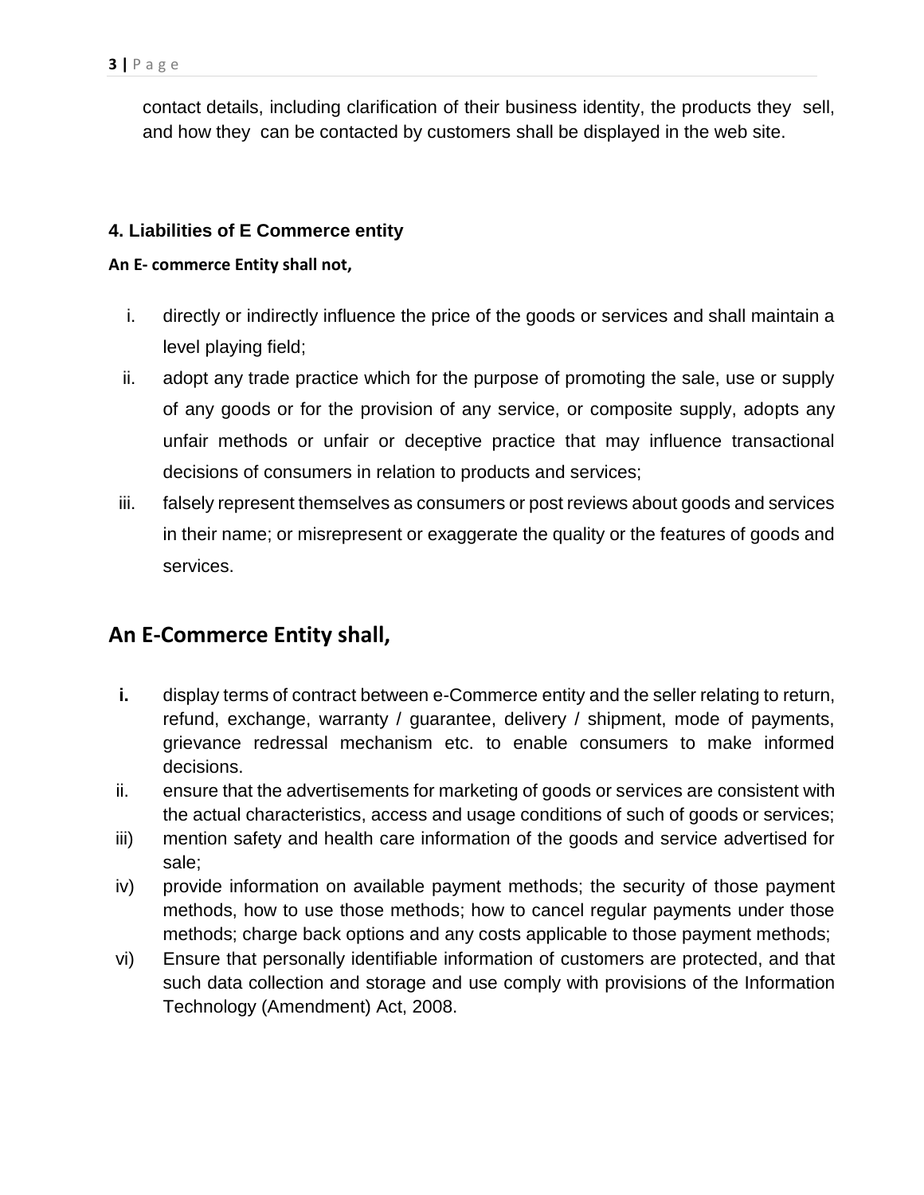contact details, including clarification of their business identity, the products they sell, and how they can be contacted by customers shall be displayed in the web site.

### 4. Liabilities of E Commerce entity

**An E- commerce Entity shall not,**

i. directly or indirectly influence the price of the goods or services and shall maintain a level playing field;

ii. adopt any trade practice which for the purpose of promoting the sale, use or supply of any goods or for the provision of any service, or composite supply, adopts any unfair methods or unfair or deceptive practice that may influence transactional decisions of consumers in relation to products and services;

iii. falsely represent themselves as consumers or post reviews about goods and services in their name; or misrepresent or exaggerate the quality or the features of goods and services.

## An E-Commerce Entity shall,

**i.** display terms of contract between e-Commerce entity and the seller relating to return, refund, exchange, warranty / guarantee, delivery / shipment, mode of payments, grievance redressal mechanism etc. to enable consumers to make informed decisions.

ii. ensure that the advertisements for marketing of goods or services are consistent with the actual characteristics, access and usage conditions of such of goods or services;

iii) mention safety and health care information of the goods and service advertised for sale;

iv) provide information on available payment methods; the security of those payment methods, how to use those methods; how to cancel regular payments under those methods; charge back options and any costs applicable to those payment methods;

vi) Ensure that personally identifiable information of customers are protected, and that such data collection and storage and use comply with provisions of the Information Technology (Amendment) Act, 2008.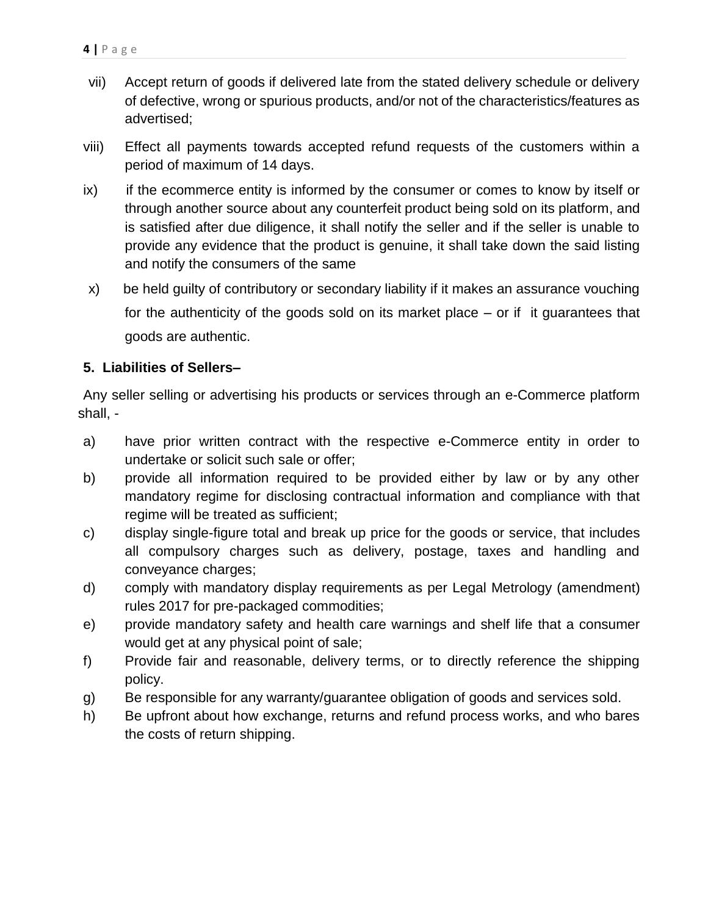vii) Accept return of goods if delivered late from the stated delivery schedule or delivery of defective, wrong or spurious products, and/or not of the characteristics/features as advertised;

viii) Effect all payments towards accepted refund requests of the customers within a period of maximum of 14 days.

ix) if the ecommerce entity is informed by the consumer or comes to know by itself or through another source about any counterfeit product being sold on its platform, and is satisfied after due diligence, it shall notify the seller and if the seller is unable to provide any evidence that the product is genuine, it shall take down the said listing and notify the consumers of the same

x) be held guilty of contributory or secondary liability if it makes an assurance vouching for the authenticity of the goods sold on its market place – or if it guarantees that goods are authentic.

**5. Liabilities of Sellers–**

Any seller selling or advertising his products or services through an e-Commerce platform shall, -

a) have prior written contract with the respective e-Commerce entity in order to undertake or solicit such sale or offer;
b) provide all information required to be provided either by law or by any other mandatory regime for disclosing contractual information and compliance with that regime will be treated as sufficient;
c) display single-figure total and break up price for the goods or service, that includes all compulsory charges such as delivery, postage, taxes and handling and conveyance charges;
d) comply with mandatory display requirements as per Legal Metrology (amendment) rules 2017 for pre-packaged commodities;
e) provide mandatory safety and health care warnings and shelf life that a consumer would get at any physical point of sale;
f) Provide fair and reasonable, delivery terms, or to directly reference the shipping policy.
g) Be responsible for any warranty/guarantee obligation of goods and services sold.
h) Be upfront about how exchange, returns and refund process works, and who bares the costs of return shipping.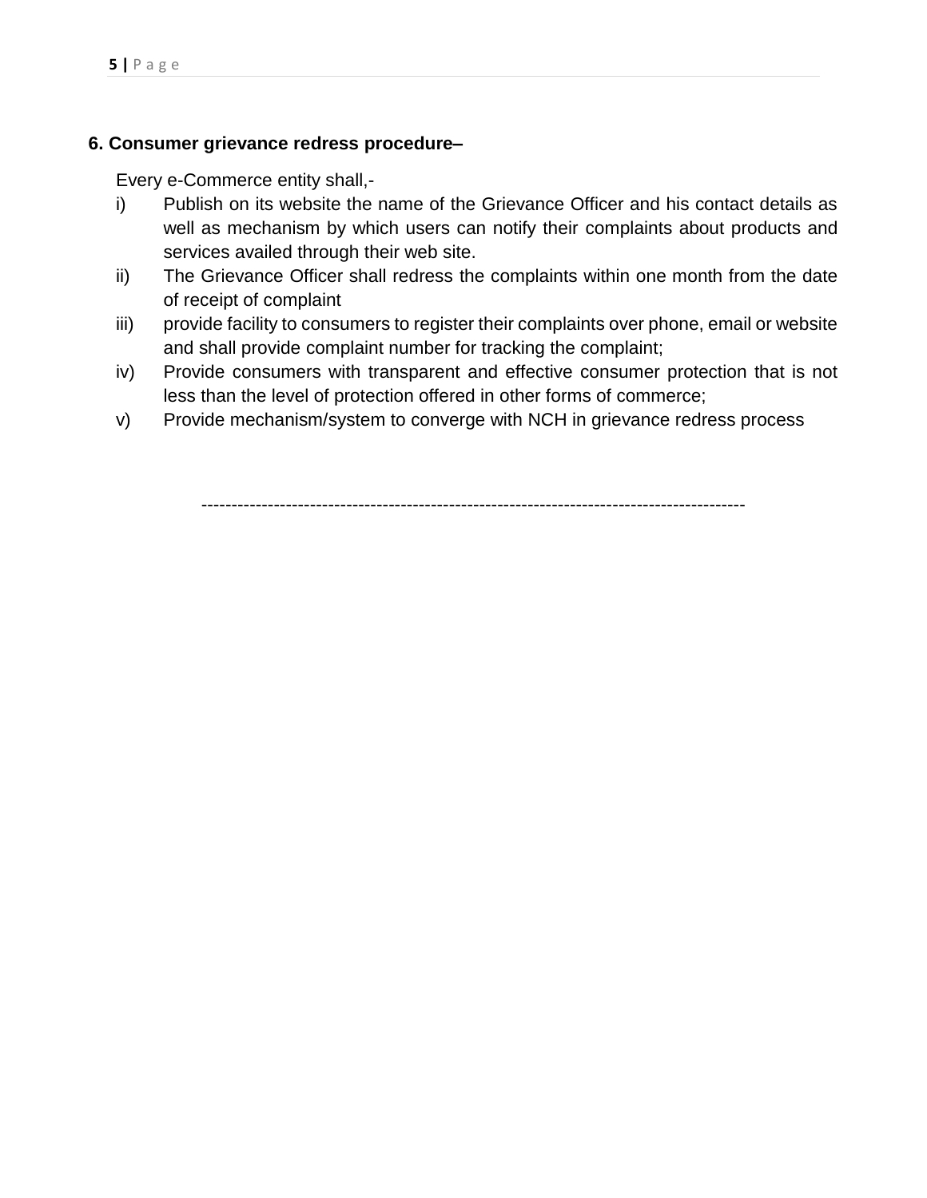## 6. Consumer grievance redress procedure–

Every e-Commerce entity shall,-

i) Publish on its website the name of the Grievance Officer and his contact details as well as mechanism by which users can notify their complaints about products and services availed through their web site.

ii) The Grievance Officer shall redress the complaints within one month from the date of receipt of complaint

iii) provide facility to consumers to register their complaints over phone, email or website and shall provide complaint number for tracking the complaint;

iv) Provide consumers with transparent and effective consumer protection that is not less than the level of protection offered in other forms of commerce;

v) Provide mechanism/system to converge with NCH in grievance redress process

-------------------------------------------------------------------------------------------